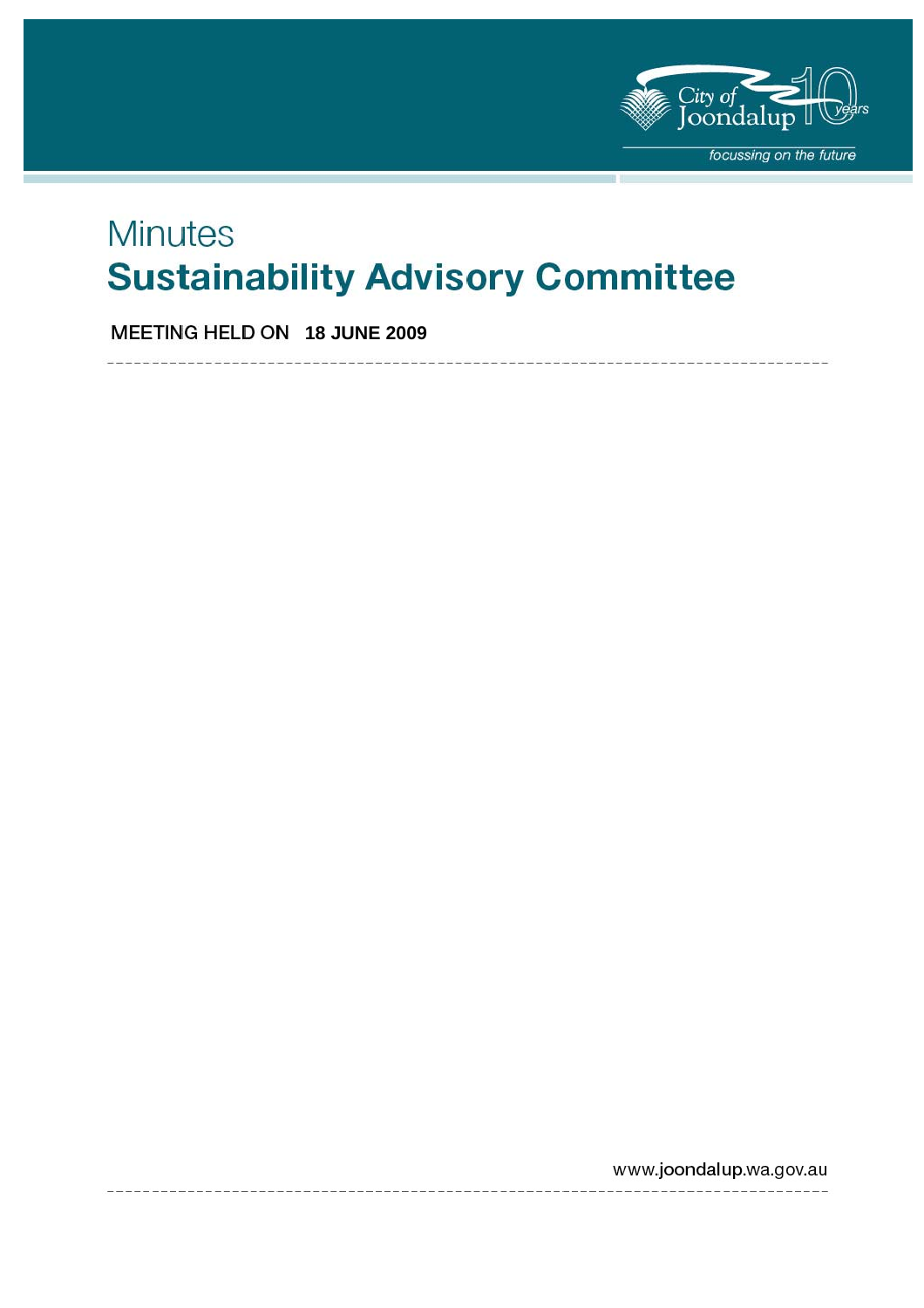City of Joondalup 10 years

focussing on the future

# Minutes

# Sustainability Advisory Committee

**MEETING HELD ON 18 JUNE 2009**

www.joondalup.wa.gov.au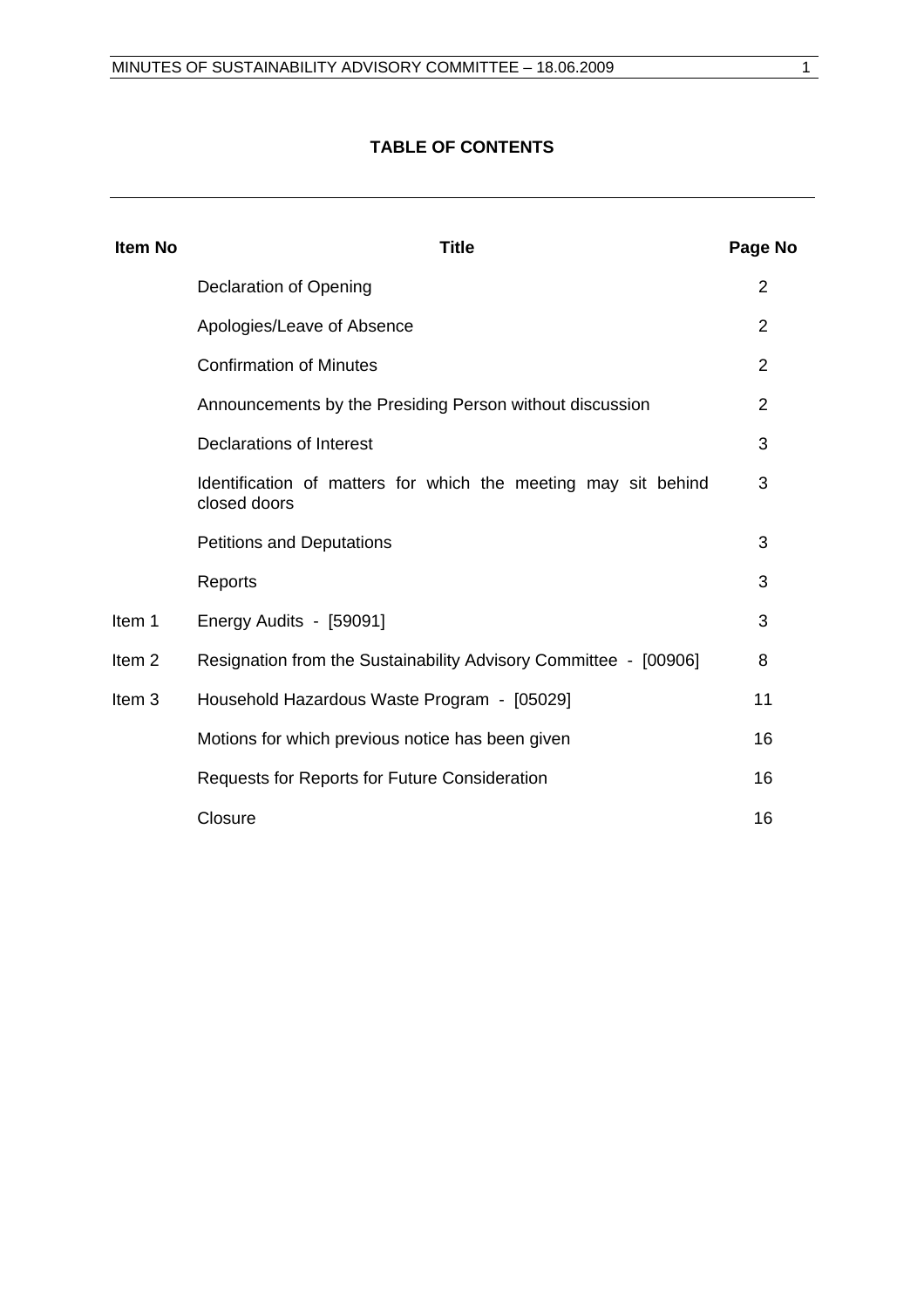**TABLE OF CONTENTS**

| Item No | Title | Page No |
|---|---|---|
| | Declaration of Opening | 2 |
| | Apologies/Leave of Absence | 2 |
| | Confirmation of Minutes | 2 |
| | Announcements by the Presiding Person without discussion | 2 |
| | Declarations of Interest | 3 |
| | Identification of matters for which the meeting may sit behind closed doors | 3 |
| | Petitions and Deputations | 3 |
| | Reports | 3 |
| Item 1 | Energy Audits - [59091] | 3 |
| Item 2 | Resignation from the Sustainability Advisory Committee - [00906] | 8 |
| Item 3 | Household Hazardous Waste Program - [05029] | 11 |
| | Motions for which previous notice has been given | 16 |
| | Requests for Reports for Future Consideration | 16 |
| | Closure | 16 |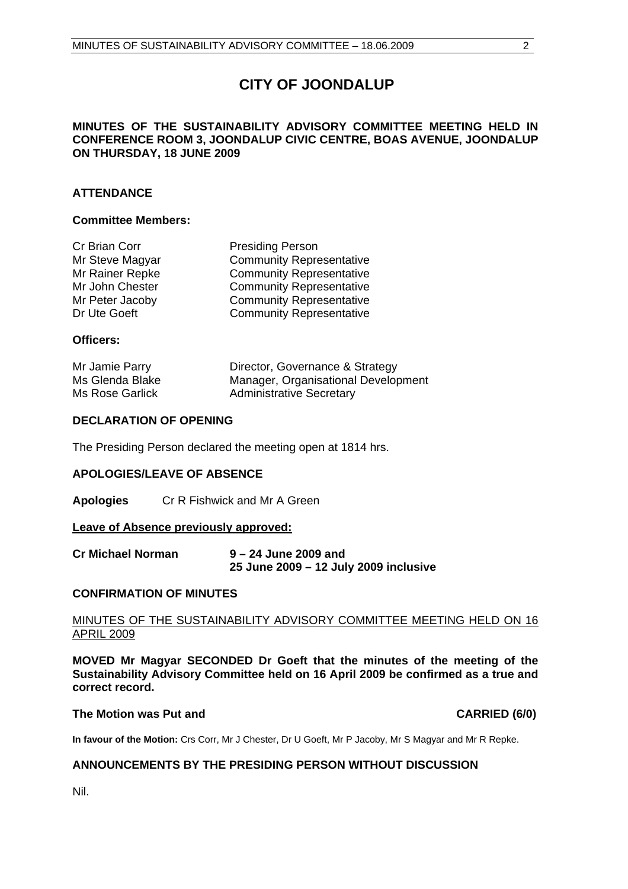# CITY OF JOONDALUP

**MINUTES OF THE SUSTAINABILITY ADVISORY COMMITTEE MEETING HELD IN CONFERENCE ROOM 3, JOONDALUP CIVIC CENTRE, BOAS AVENUE, JOONDALUP ON THURSDAY, 18 JUNE 2009**

## ATTENDANCE

### Committee Members:

| | |
|---|---|
| Cr Brian Corr | Presiding Person |
| Mr Steve Magyar | Community Representative |
| Mr Rainer Repke | Community Representative |
| Mr John Chester | Community Representative |
| Mr Peter Jacoby | Community Representative |
| Dr Ute Goeft | Community Representative |

### Officers:

| | |
|---|---|
| Mr Jamie Parry | Director, Governance & Strategy |
| Ms Glenda Blake | Manager, Organisational Development |
| Ms Rose Garlick | Administrative Secretary |

## DECLARATION OF OPENING

The Presiding Person declared the meeting open at 1814 hrs.

## APOLOGIES/LEAVE OF ABSENCE

**Apologies** Cr R Fishwick and Mr A Green

**Leave of Absence previously approved:**

**Cr Michael Norman** **9 – 24 June 2009 and 25 June 2009 – 12 July 2009 inclusive**

## CONFIRMATION OF MINUTES

MINUTES OF THE SUSTAINABILITY ADVISORY COMMITTEE MEETING HELD ON 16 APRIL 2009

**MOVED Mr Magyar SECONDED Dr Goeft that the minutes of the meeting of the Sustainability Advisory Committee held on 16 April 2009 be confirmed as a true and correct record.**

**The Motion was Put and CARRIED (6/0)**

**In favour of the Motion:** Crs Corr, Mr J Chester, Dr U Goeft, Mr P Jacoby, Mr S Magyar and Mr R Repke.

## ANNOUNCEMENTS BY THE PRESIDING PERSON WITHOUT DISCUSSION

Nil.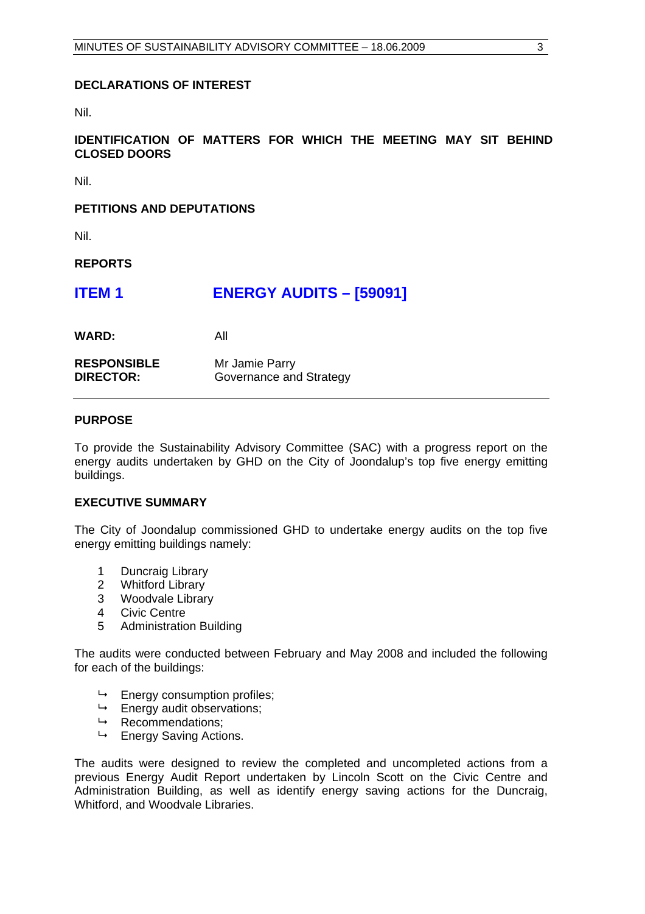**DECLARATIONS OF INTEREST**

Nil.

**IDENTIFICATION OF MATTERS FOR WHICH THE MEETING MAY SIT BEHIND CLOSED DOORS**

Nil.

**PETITIONS AND DEPUTATIONS**

Nil.

**REPORTS**

## ITEM 1 ENERGY AUDITS – [59091]

**WARD:** All

**RESPONSIBLE DIRECTOR:** Mr Jamie Parry
Governance and Strategy

---

**PURPOSE**

To provide the Sustainability Advisory Committee (SAC) with a progress report on the energy audits undertaken by GHD on the City of Joondalup's top five energy emitting buildings.

**EXECUTIVE SUMMARY**

The City of Joondalup commissioned GHD to undertake energy audits on the top five energy emitting buildings namely:

1. Duncraig Library
2. Whitford Library
3. Woodvale Library
4. Civic Centre
5. Administration Building

The audits were conducted between February and May 2008 and included the following for each of the buildings:

- Energy consumption profiles;
- Energy audit observations;
- Recommendations;
- Energy Saving Actions.

The audits were designed to review the completed and uncompleted actions from a previous Energy Audit Report undertaken by Lincoln Scott on the Civic Centre and Administration Building, as well as identify energy saving actions for the Duncraig, Whitford, and Woodvale Libraries.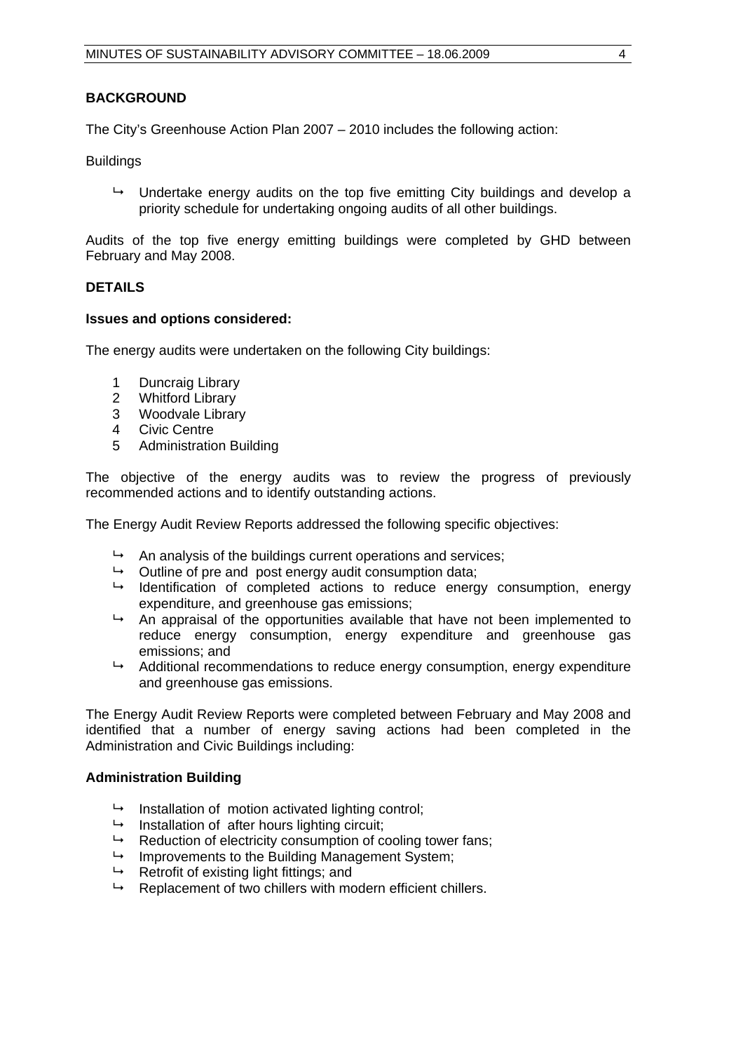## BACKGROUND

The City's Greenhouse Action Plan 2007 – 2010 includes the following action:

Buildings

- Undertake energy audits on the top five emitting City buildings and develop a priority schedule for undertaking ongoing audits of all other buildings.

Audits of the top five energy emitting buildings were completed by GHD between February and May 2008.

## DETAILS

### Issues and options considered:

The energy audits were undertaken on the following City buildings:

1. Duncraig Library
2. Whitford Library
3. Woodvale Library
4. Civic Centre
5. Administration Building

The objective of the energy audits was to review the progress of previously recommended actions and to identify outstanding actions.

The Energy Audit Review Reports addressed the following specific objectives:

- An analysis of the buildings current operations and services;
- Outline of pre and post energy audit consumption data;
- Identification of completed actions to reduce energy consumption, energy expenditure, and greenhouse gas emissions;
- An appraisal of the opportunities available that have not been implemented to reduce energy consumption, energy expenditure and greenhouse gas emissions; and
- Additional recommendations to reduce energy consumption, energy expenditure and greenhouse gas emissions.

The Energy Audit Review Reports were completed between February and May 2008 and identified that a number of energy saving actions had been completed in the Administration and Civic Buildings including:

### Administration Building

- Installation of motion activated lighting control;
- Installation of after hours lighting circuit;
- Reduction of electricity consumption of cooling tower fans;
- Improvements to the Building Management System;
- Retrofit of existing light fittings; and
- Replacement of two chillers with modern efficient chillers.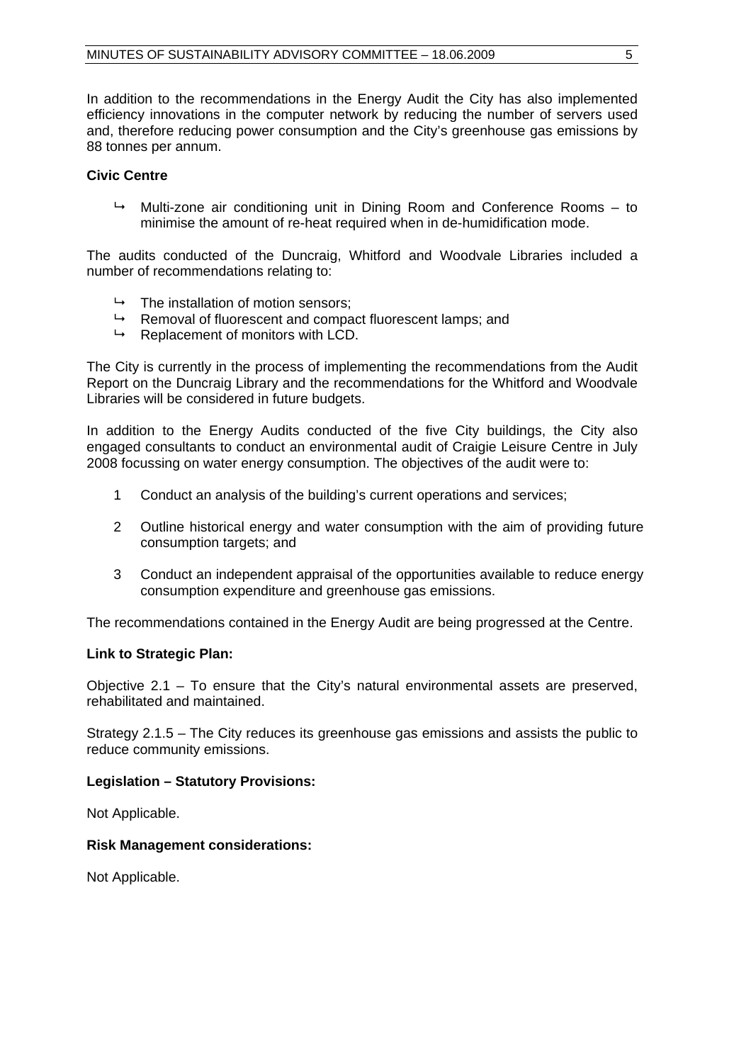In addition to the recommendations in the Energy Audit the City has also implemented efficiency innovations in the computer network by reducing the number of servers used and, therefore reducing power consumption and the City's greenhouse gas emissions by 88 tonnes per annum.

**Civic Centre**

- Multi-zone air conditioning unit in Dining Room and Conference Rooms – to minimise the amount of re-heat required when in de-humidification mode.

The audits conducted of the Duncraig, Whitford and Woodvale Libraries included a number of recommendations relating to:

- The installation of motion sensors;
- Removal of fluorescent and compact fluorescent lamps; and
- Replacement of monitors with LCD.

The City is currently in the process of implementing the recommendations from the Audit Report on the Duncraig Library and the recommendations for the Whitford and Woodvale Libraries will be considered in future budgets.

In addition to the Energy Audits conducted of the five City buildings, the City also engaged consultants to conduct an environmental audit of Craigie Leisure Centre in July 2008 focussing on water energy consumption. The objectives of the audit were to:

1. Conduct an analysis of the building's current operations and services;
2. Outline historical energy and water consumption with the aim of providing future consumption targets; and
3. Conduct an independent appraisal of the opportunities available to reduce energy consumption expenditure and greenhouse gas emissions.

The recommendations contained in the Energy Audit are being progressed at the Centre.

**Link to Strategic Plan:**

Objective 2.1 – To ensure that the City's natural environmental assets are preserved, rehabilitated and maintained.

Strategy 2.1.5 – The City reduces its greenhouse gas emissions and assists the public to reduce community emissions.

**Legislation – Statutory Provisions:**

Not Applicable.

**Risk Management considerations:**

Not Applicable.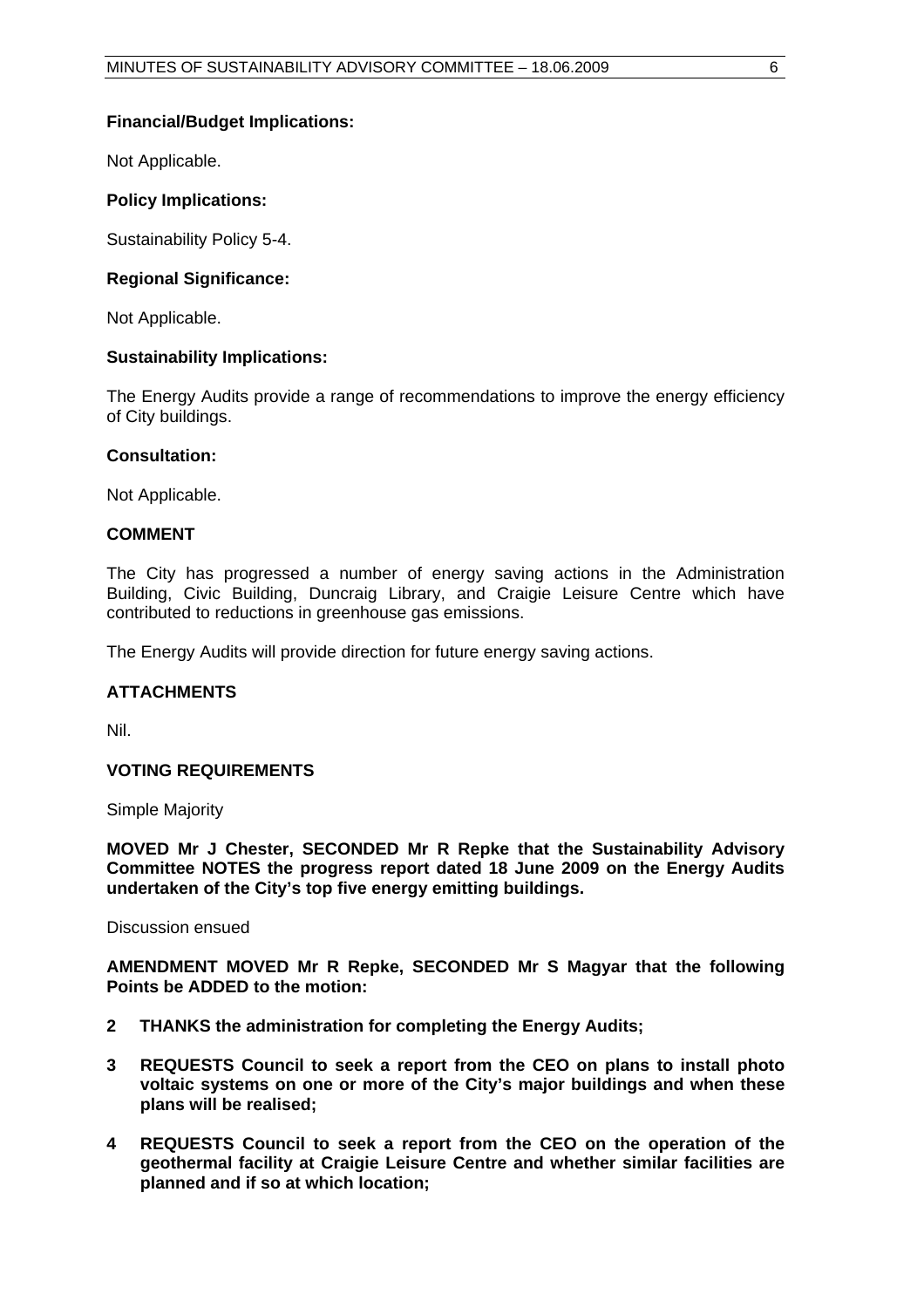**Financial/Budget Implications:**

Not Applicable.

**Policy Implications:**

Sustainability Policy 5-4.

**Regional Significance:**

Not Applicable.

**Sustainability Implications:**

The Energy Audits provide a range of recommendations to improve the energy efficiency of City buildings.

**Consultation:**

Not Applicable.

**COMMENT**

The City has progressed a number of energy saving actions in the Administration Building, Civic Building, Duncraig Library, and Craigie Leisure Centre which have contributed to reductions in greenhouse gas emissions.

The Energy Audits will provide direction for future energy saving actions.

**ATTACHMENTS**

Nil.

**VOTING REQUIREMENTS**

Simple Majority

**MOVED Mr J Chester, SECONDED Mr R Repke that the Sustainability Advisory Committee NOTES the progress report dated 18 June 2009 on the Energy Audits undertaken of the City's top five energy emitting buildings.**

Discussion ensued

**AMENDMENT MOVED Mr R Repke, SECONDED Mr S Magyar that the following Points be ADDED to the motion:**

**2 THANKS the administration for completing the Energy Audits;**

**3 REQUESTS Council to seek a report from the CEO on plans to install photo voltaic systems on one or more of the City's major buildings and when these plans will be realised;**

**4 REQUESTS Council to seek a report from the CEO on the operation of the geothermal facility at Craigie Leisure Centre and whether similar facilities are planned and if so at which location;**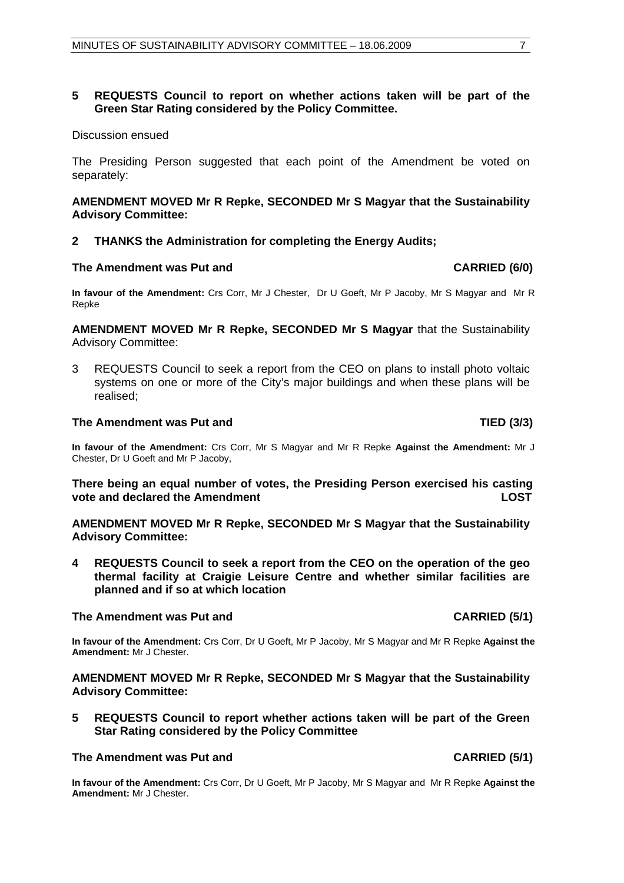**5 REQUESTS Council to report on whether actions taken will be part of the Green Star Rating considered by the Policy Committee.**

Discussion ensued

The Presiding Person suggested that each point of the Amendment be voted on separately:

**AMENDMENT MOVED Mr R Repke, SECONDED Mr S Magyar that the Sustainability Advisory Committee:**

**2 THANKS the Administration for completing the Energy Audits;**

**The Amendment was Put and CARRIED (6/0)**

**In favour of the Amendment:** Crs Corr, Mr J Chester, Dr U Goeft, Mr P Jacoby, Mr S Magyar and Mr R Repke

**AMENDMENT MOVED Mr R Repke, SECONDED Mr S Magyar** that the Sustainability Advisory Committee:

3 REQUESTS Council to seek a report from the CEO on plans to install photo voltaic systems on one or more of the City's major buildings and when these plans will be realised;

**The Amendment was Put and TIED (3/3)**

**In favour of the Amendment:** Crs Corr, Mr S Magyar and Mr R Repke **Against the Amendment:** Mr J Chester, Dr U Goeft and Mr P Jacoby,

**There being an equal number of votes, the Presiding Person exercised his casting vote and declared the Amendment LOST**

**AMENDMENT MOVED Mr R Repke, SECONDED Mr S Magyar that the Sustainability Advisory Committee:**

**4 REQUESTS Council to seek a report from the CEO on the operation of the geo thermal facility at Craigie Leisure Centre and whether similar facilities are planned and if so at which location**

**The Amendment was Put and CARRIED (5/1)**

**In favour of the Amendment:** Crs Corr, Dr U Goeft, Mr P Jacoby, Mr S Magyar and Mr R Repke **Against the Amendment:** Mr J Chester.

**AMENDMENT MOVED Mr R Repke, SECONDED Mr S Magyar that the Sustainability Advisory Committee:**

**5 REQUESTS Council to report whether actions taken will be part of the Green Star Rating considered by the Policy Committee**

**The Amendment was Put and CARRIED (5/1)**

**In favour of the Amendment:** Crs Corr, Dr U Goeft, Mr P Jacoby, Mr S Magyar and Mr R Repke **Against the Amendment:** Mr J Chester.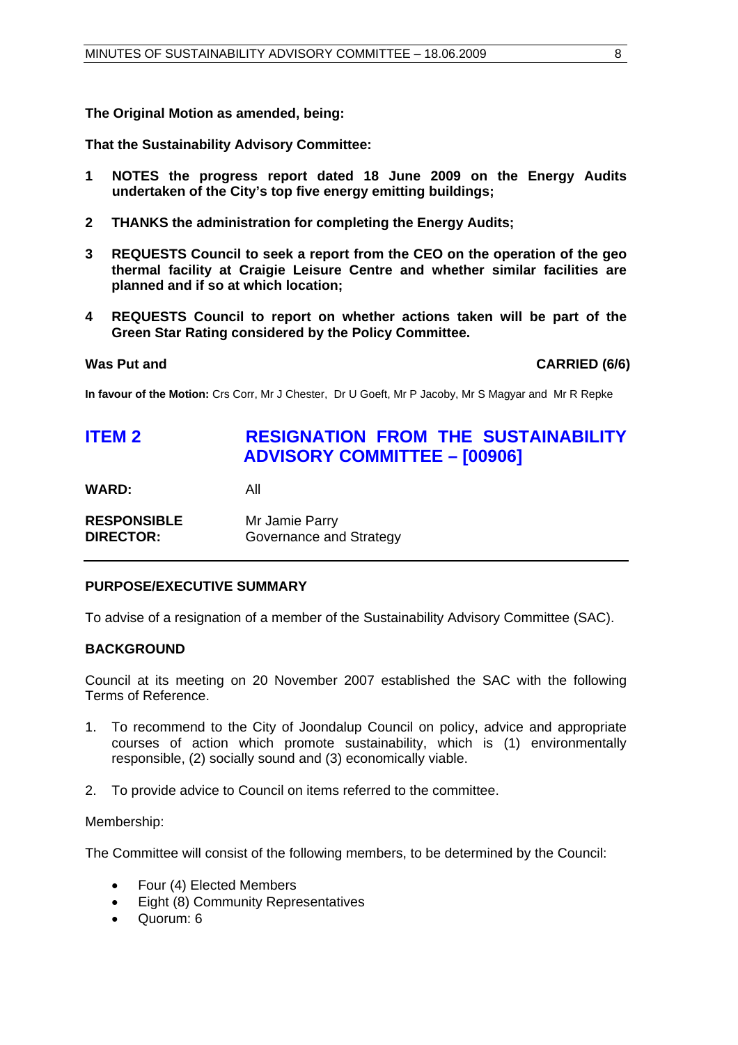**The Original Motion as amended, being:**

**That the Sustainability Advisory Committee:**

**1 NOTES the progress report dated 18 June 2009 on the Energy Audits undertaken of the City's top five energy emitting buildings;**

**2 THANKS the administration for completing the Energy Audits;**

**3 REQUESTS Council to seek a report from the CEO on the operation of the geo thermal facility at Craigie Leisure Centre and whether similar facilities are planned and if so at which location;**

**4 REQUESTS Council to report on whether actions taken will be part of the Green Star Rating considered by the Policy Committee.**

**Was Put and** **CARRIED (6/6)**

**In favour of the Motion:** Crs Corr, Mr J Chester, Dr U Goeft, Mr P Jacoby, Mr S Magyar and Mr R Repke

## ITEM 2 RESIGNATION FROM THE SUSTAINABILITY ADVISORY COMMITTEE – [00906]

**WARD:** All

**RESPONSIBLE DIRECTOR:** Mr Jamie Parry, Governance and Strategy

### PURPOSE/EXECUTIVE SUMMARY

To advise of a resignation of a member of the Sustainability Advisory Committee (SAC).

### BACKGROUND

Council at its meeting on 20 November 2007 established the SAC with the following Terms of Reference.

1. To recommend to the City of Joondalup Council on policy, advice and appropriate courses of action which promote sustainability, which is (1) environmentally responsible, (2) socially sound and (3) economically viable.

2. To provide advice to Council on items referred to the committee.

Membership:

The Committee will consist of the following members, to be determined by the Council:

- Four (4) Elected Members
- Eight (8) Community Representatives
- Quorum: 6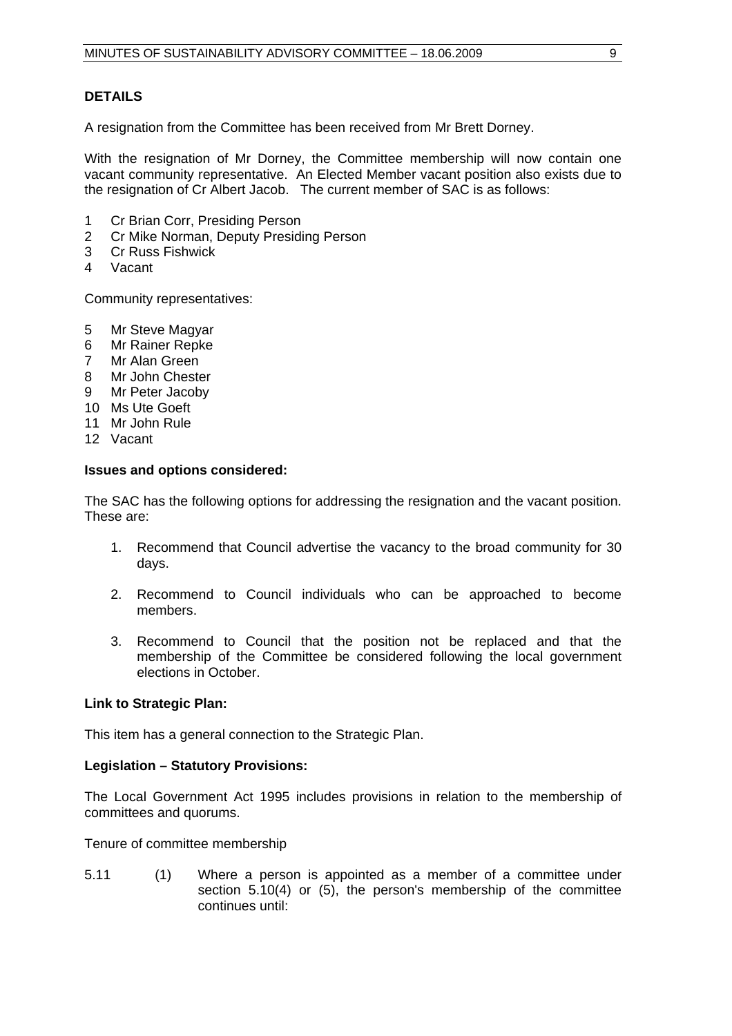**DETAILS**

A resignation from the Committee has been received from Mr Brett Dorney.

With the resignation of Mr Dorney, the Committee membership will now contain one vacant community representative. An Elected Member vacant position also exists due to the resignation of Cr Albert Jacob. The current member of SAC is as follows:

1 Cr Brian Corr, Presiding Person
2 Cr Mike Norman, Deputy Presiding Person
3 Cr Russ Fishwick
4 Vacant

Community representatives:

5 Mr Steve Magyar
6 Mr Rainer Repke
7 Mr Alan Green
8 Mr John Chester
9 Mr Peter Jacoby
10 Ms Ute Goeft
11 Mr John Rule
12 Vacant

**Issues and options considered:**

The SAC has the following options for addressing the resignation and the vacant position. These are:

1. Recommend that Council advertise the vacancy to the broad community for 30 days.

2. Recommend to Council individuals who can be approached to become members.

3. Recommend to Council that the position not be replaced and that the membership of the Committee be considered following the local government elections in October.

**Link to Strategic Plan:**

This item has a general connection to the Strategic Plan.

**Legislation – Statutory Provisions:**

The Local Government Act 1995 includes provisions in relation to the membership of committees and quorums.

Tenure of committee membership

5.11 (1) Where a person is appointed as a member of a committee under section 5.10(4) or (5), the person's membership of the committee continues until: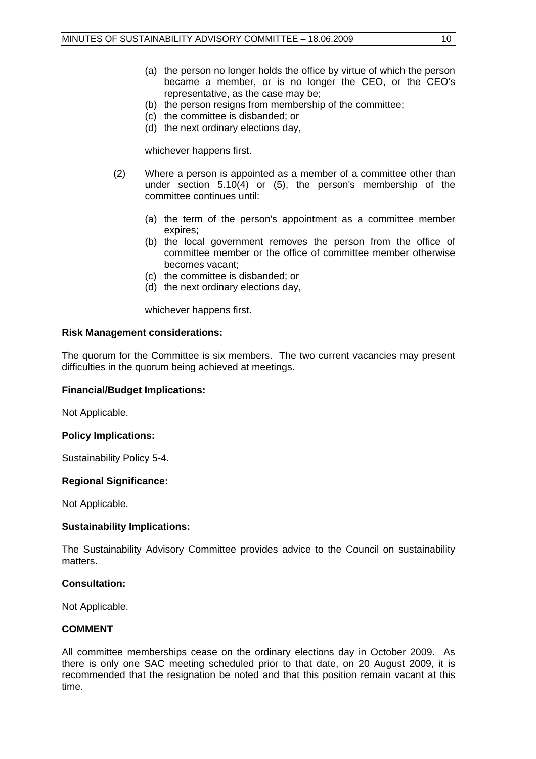(a) the person no longer holds the office by virtue of which the person became a member, or is no longer the CEO, or the CEO's representative, as the case may be;
(b) the person resigns from membership of the committee;
(c) the committee is disbanded; or
(d) the next ordinary elections day,

whichever happens first.

(2) Where a person is appointed as a member of a committee other than under section 5.10(4) or (5), the person's membership of the committee continues until:

(a) the term of the person's appointment as a committee member expires;
(b) the local government removes the person from the office of committee member or the office of committee member otherwise becomes vacant;
(c) the committee is disbanded; or
(d) the next ordinary elections day,

whichever happens first.

**Risk Management considerations:**

The quorum for the Committee is six members. The two current vacancies may present difficulties in the quorum being achieved at meetings.

**Financial/Budget Implications:**

Not Applicable.

**Policy Implications:**

Sustainability Policy 5-4.

**Regional Significance:**

Not Applicable.

**Sustainability Implications:**

The Sustainability Advisory Committee provides advice to the Council on sustainability matters.

**Consultation:**

Not Applicable.

**COMMENT**

All committee memberships cease on the ordinary elections day in October 2009. As there is only one SAC meeting scheduled prior to that date, on 20 August 2009, it is recommended that the resignation be noted and that this position remain vacant at this time.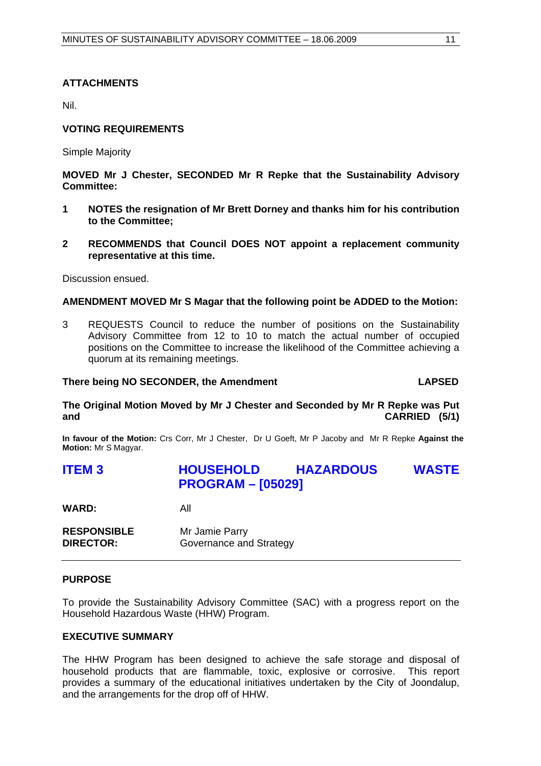**ATTACHMENTS**

Nil.

**VOTING REQUIREMENTS**

Simple Majority

**MOVED Mr J Chester, SECONDED Mr R Repke that the Sustainability Advisory Committee:**

1. **NOTES the resignation of Mr Brett Dorney and thanks him for his contribution to the Committee;**

2. **RECOMMENDS that Council DOES NOT appoint a replacement community representative at this time.**

Discussion ensued.

**AMENDMENT MOVED Mr S Magar that the following point be ADDED to the Motion:**

3 REQUESTS Council to reduce the number of positions on the Sustainability Advisory Committee from 12 to 10 to match the actual number of occupied positions on the Committee to increase the likelihood of the Committee achieving a quorum at its remaining meetings.

**There being NO SECONDER, the Amendment LAPSED**

**The Original Motion Moved by Mr J Chester and Seconded by Mr R Repke was Put and CARRIED (5/1)**

**In favour of the Motion:** Crs Corr, Mr J Chester, Dr U Goeft, Mr P Jacoby and Mr R Repke **Against the Motion:** Mr S Magyar.

## ITEM 3 HOUSEHOLD HAZARDOUS WASTE PROGRAM – [05029]

**WARD:** All

**RESPONSIBLE DIRECTOR:** Mr Jamie Parry
Governance and Strategy

**PURPOSE**

To provide the Sustainability Advisory Committee (SAC) with a progress report on the Household Hazardous Waste (HHW) Program.

**EXECUTIVE SUMMARY**

The HHW Program has been designed to achieve the safe storage and disposal of household products that are flammable, toxic, explosive or corrosive. This report provides a summary of the educational initiatives undertaken by the City of Joondalup, and the arrangements for the drop off of HHW.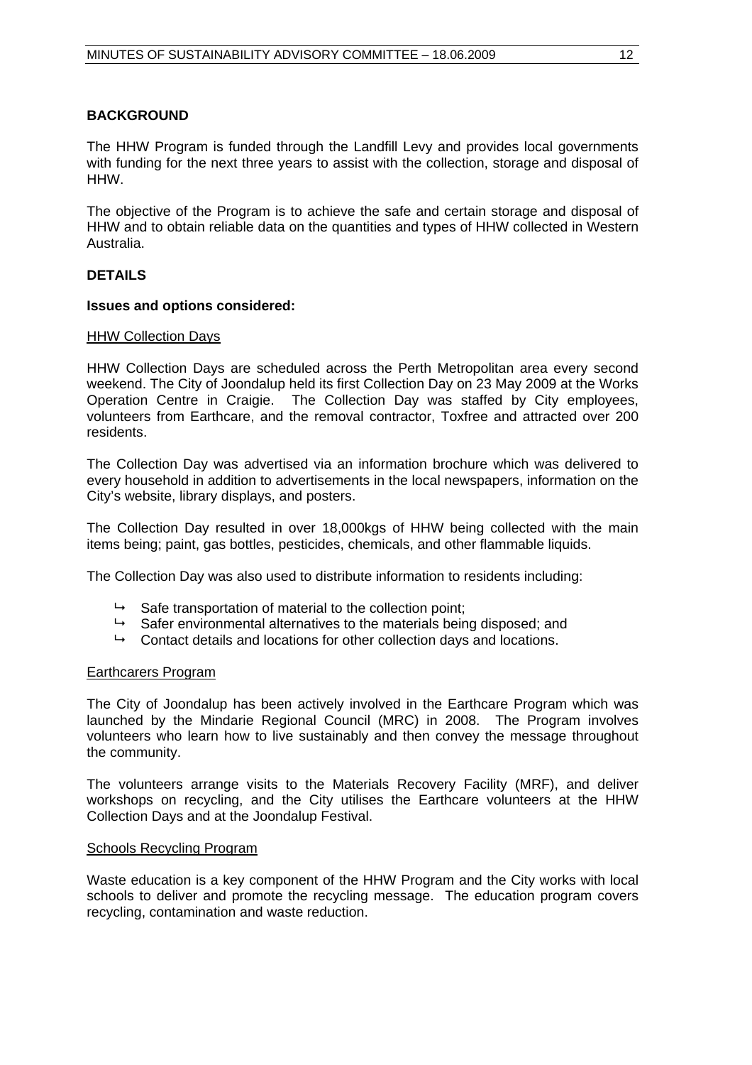## BACKGROUND

The HHW Program is funded through the Landfill Levy and provides local governments with funding for the next three years to assist with the collection, storage and disposal of HHW.

The objective of the Program is to achieve the safe and certain storage and disposal of HHW and to obtain reliable data on the quantities and types of HHW collected in Western Australia.

## DETAILS

### Issues and options considered:

<u>HHW Collection Days</u>

HHW Collection Days are scheduled across the Perth Metropolitan area every second weekend. The City of Joondalup held its first Collection Day on 23 May 2009 at the Works Operation Centre in Craigie. The Collection Day was staffed by City employees, volunteers from Earthcare, and the removal contractor, Toxfree and attracted over 200 residents.

The Collection Day was advertised via an information brochure which was delivered to every household in addition to advertisements in the local newspapers, information on the City's website, library displays, and posters.

The Collection Day resulted in over 18,000kgs of HHW being collected with the main items being; paint, gas bottles, pesticides, chemicals, and other flammable liquids.

The Collection Day was also used to distribute information to residents including:

- Safe transportation of material to the collection point;
- Safer environmental alternatives to the materials being disposed; and
- Contact details and locations for other collection days and locations.

<u>Earthcarers Program</u>

The City of Joondalup has been actively involved in the Earthcare Program which was launched by the Mindarie Regional Council (MRC) in 2008. The Program involves volunteers who learn how to live sustainably and then convey the message throughout the community.

The volunteers arrange visits to the Materials Recovery Facility (MRF), and deliver workshops on recycling, and the City utilises the Earthcare volunteers at the HHW Collection Days and at the Joondalup Festival.

<u>Schools Recycling Program</u>

Waste education is a key component of the HHW Program and the City works with local schools to deliver and promote the recycling message. The education program covers recycling, contamination and waste reduction.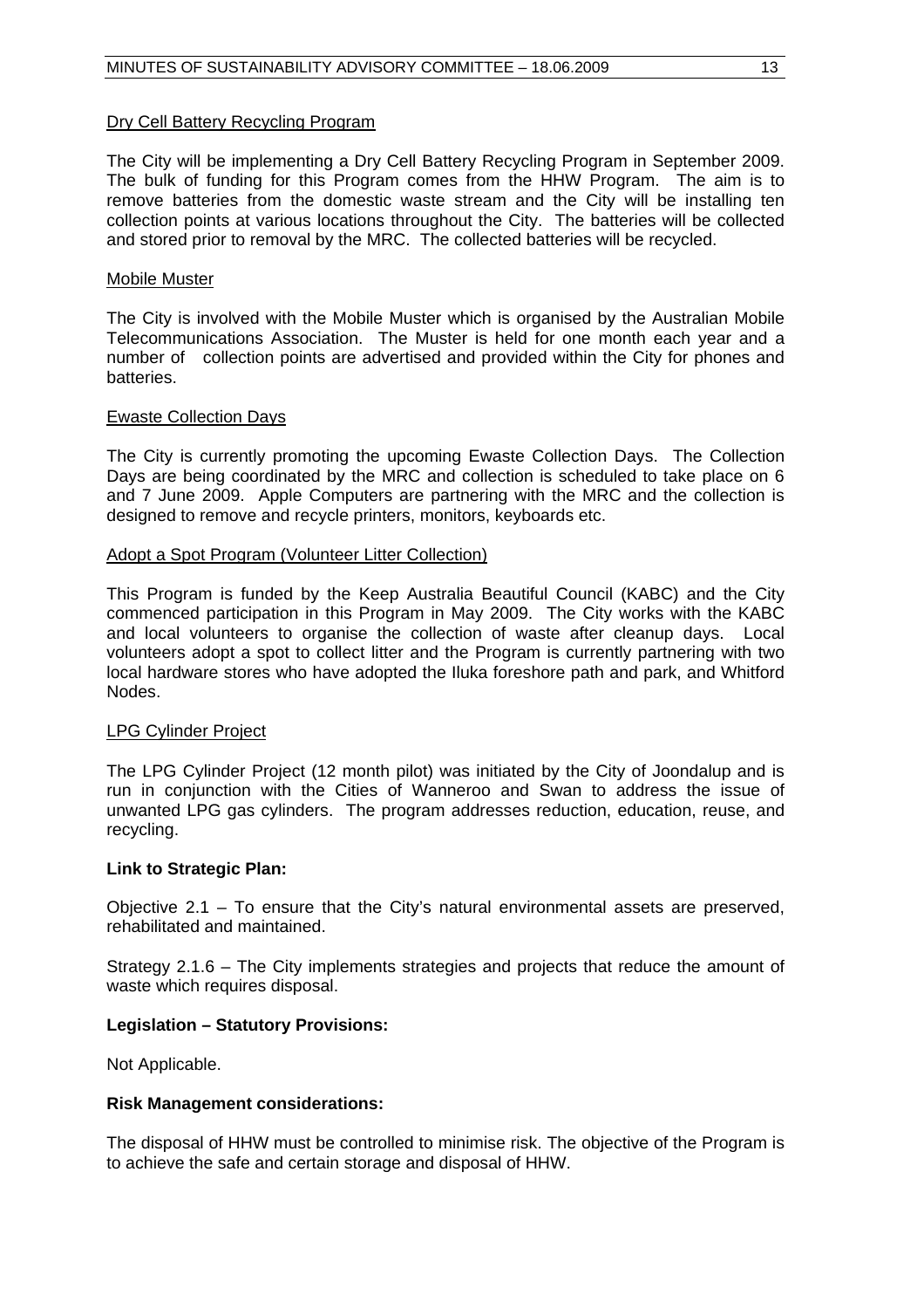Dry Cell Battery Recycling Program

The City will be implementing a Dry Cell Battery Recycling Program in September 2009. The bulk of funding for this Program comes from the HHW Program. The aim is to remove batteries from the domestic waste stream and the City will be installing ten collection points at various locations throughout the City. The batteries will be collected and stored prior to removal by the MRC. The collected batteries will be recycled.

Mobile Muster

The City is involved with the Mobile Muster which is organised by the Australian Mobile Telecommunications Association. The Muster is held for one month each year and a number of collection points are advertised and provided within the City for phones and batteries.

Ewaste Collection Days

The City is currently promoting the upcoming Ewaste Collection Days. The Collection Days are being coordinated by the MRC and collection is scheduled to take place on 6 and 7 June 2009. Apple Computers are partnering with the MRC and the collection is designed to remove and recycle printers, monitors, keyboards etc.

Adopt a Spot Program (Volunteer Litter Collection)

This Program is funded by the Keep Australia Beautiful Council (KABC) and the City commenced participation in this Program in May 2009. The City works with the KABC and local volunteers to organise the collection of waste after cleanup days. Local volunteers adopt a spot to collect litter and the Program is currently partnering with two local hardware stores who have adopted the Iluka foreshore path and park, and Whitford Nodes.

LPG Cylinder Project

The LPG Cylinder Project (12 month pilot) was initiated by the City of Joondalup and is run in conjunction with the Cities of Wanneroo and Swan to address the issue of unwanted LPG gas cylinders. The program addresses reduction, education, reuse, and recycling.

**Link to Strategic Plan:**

Objective 2.1 – To ensure that the City's natural environmental assets are preserved, rehabilitated and maintained.

Strategy 2.1.6 – The City implements strategies and projects that reduce the amount of waste which requires disposal.

**Legislation – Statutory Provisions:**

Not Applicable.

**Risk Management considerations:**

The disposal of HHW must be controlled to minimise risk. The objective of the Program is to achieve the safe and certain storage and disposal of HHW.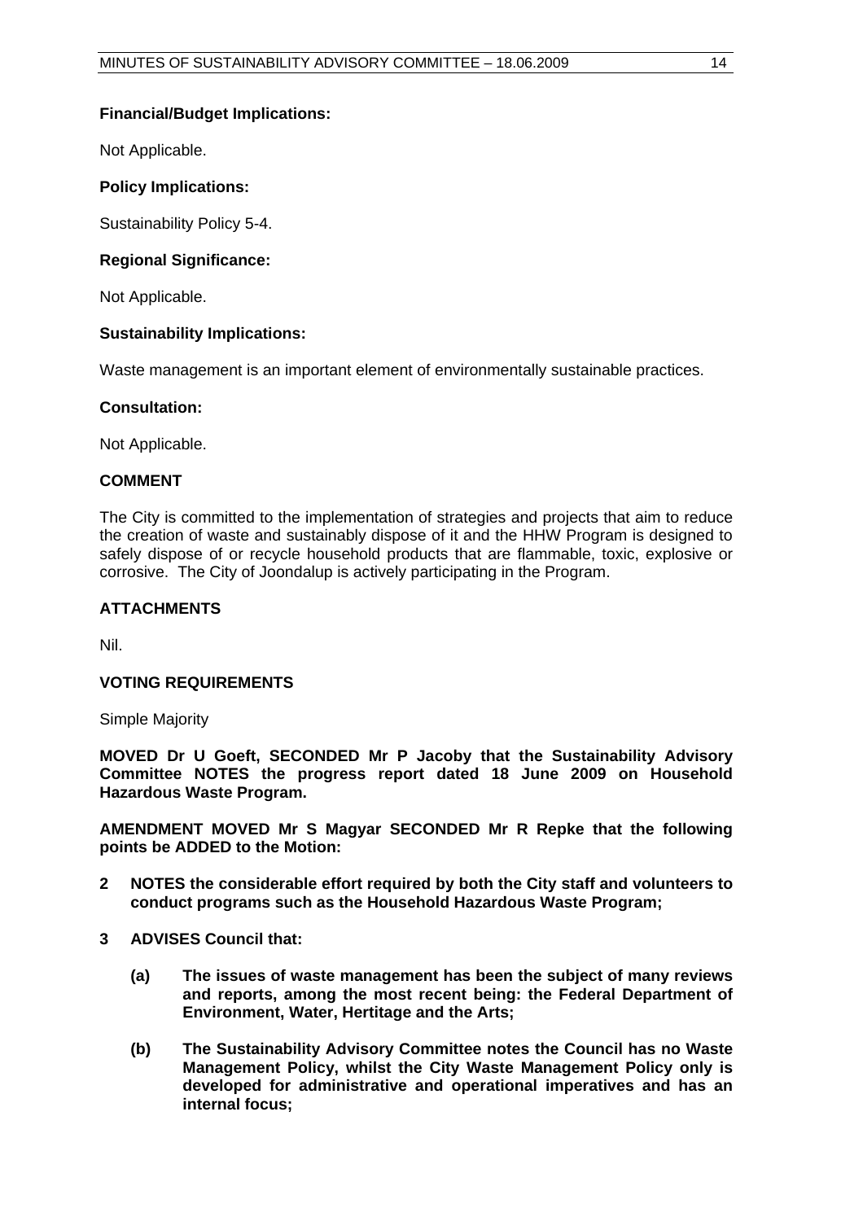**Financial/Budget Implications:**

Not Applicable.

**Policy Implications:**

Sustainability Policy 5-4.

**Regional Significance:**

Not Applicable.

**Sustainability Implications:**

Waste management is an important element of environmentally sustainable practices.

**Consultation:**

Not Applicable.

## COMMENT

The City is committed to the implementation of strategies and projects that aim to reduce the creation of waste and sustainably dispose of it and the HHW Program is designed to safely dispose of or recycle household products that are flammable, toxic, explosive or corrosive. The City of Joondalup is actively participating in the Program.

## ATTACHMENTS

Nil.

## VOTING REQUIREMENTS

Simple Majority

**MOVED Dr U Goeft, SECONDED Mr P Jacoby that the Sustainability Advisory Committee NOTES the progress report dated 18 June 2009 on Household Hazardous Waste Program.**

**AMENDMENT MOVED Mr S Magyar SECONDED Mr R Repke that the following points be ADDED to the Motion:**

**2 NOTES the considerable effort required by both the City staff and volunteers to conduct programs such as the Household Hazardous Waste Program;**

**3 ADVISES Council that:**

**(a) The issues of waste management has been the subject of many reviews and reports, among the most recent being: the Federal Department of Environment, Water, Hertitage and the Arts;**

**(b) The Sustainability Advisory Committee notes the Council has no Waste Management Policy, whilst the City Waste Management Policy only is developed for administrative and operational imperatives and has an internal focus;**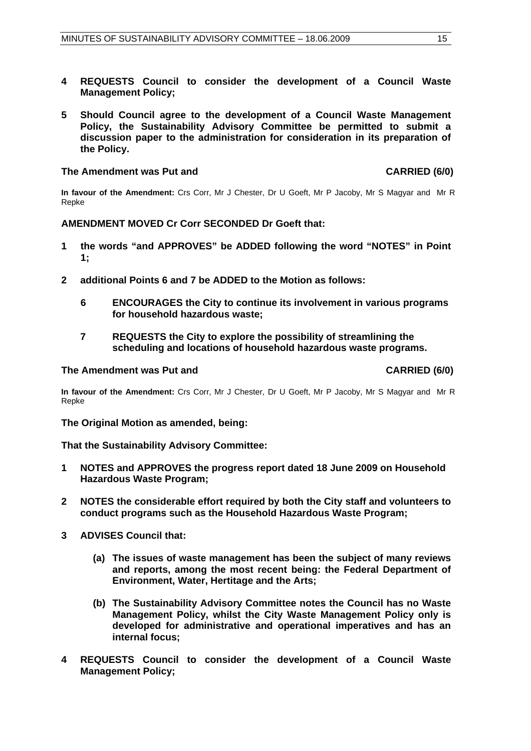**4 REQUESTS Council to consider the development of a Council Waste Management Policy;**

**5 Should Council agree to the development of a Council Waste Management Policy, the Sustainability Advisory Committee be permitted to submit a discussion paper to the administration for consideration in its preparation of the Policy.**

**The Amendment was Put and CARRIED (6/0)**

**In favour of the Amendment:** Crs Corr, Mr J Chester, Dr U Goeft, Mr P Jacoby, Mr S Magyar and Mr R Repke

**AMENDMENT MOVED Cr Corr SECONDED Dr Goeft that:**

**1 the words "and APPROVES" be ADDED following the word "NOTES" in Point 1;**

**2 additional Points 6 and 7 be ADDED to the Motion as follows:**

**6 ENCOURAGES the City to continue its involvement in various programs for household hazardous waste;**

**7 REQUESTS the City to explore the possibility of streamlining the scheduling and locations of household hazardous waste programs.**

**The Amendment was Put and CARRIED (6/0)**

**In favour of the Amendment:** Crs Corr, Mr J Chester, Dr U Goeft, Mr P Jacoby, Mr S Magyar and Mr R Repke

**The Original Motion as amended, being:**

**That the Sustainability Advisory Committee:**

**1 NOTES and APPROVES the progress report dated 18 June 2009 on Household Hazardous Waste Program;**

**2 NOTES the considerable effort required by both the City staff and volunteers to conduct programs such as the Household Hazardous Waste Program;**

**3 ADVISES Council that:**

**(a) The issues of waste management has been the subject of many reviews and reports, among the most recent being: the Federal Department of Environment, Water, Hertitage and the Arts;**

**(b) The Sustainability Advisory Committee notes the Council has no Waste Management Policy, whilst the City Waste Management Policy only is developed for administrative and operational imperatives and has an internal focus;**

**4 REQUESTS Council to consider the development of a Council Waste Management Policy;**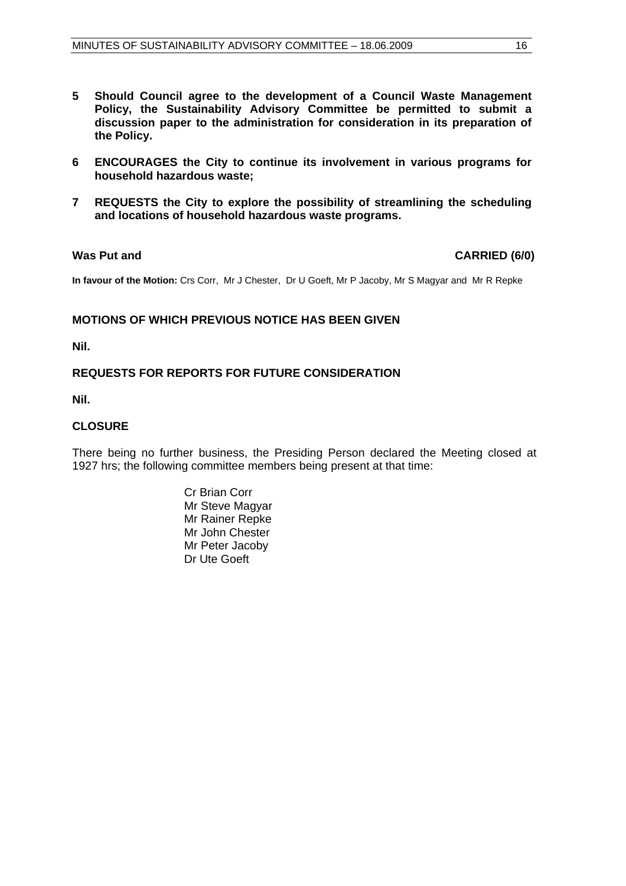**5 Should Council agree to the development of a Council Waste Management Policy, the Sustainability Advisory Committee be permitted to submit a discussion paper to the administration for consideration in its preparation of the Policy.**

**6 ENCOURAGES the City to continue its involvement in various programs for household hazardous waste;**

**7 REQUESTS the City to explore the possibility of streamlining the scheduling and locations of household hazardous waste programs.**

**Was Put and CARRIED (6/0)**

**In favour of the Motion:** Crs Corr, Mr J Chester, Dr U Goeft, Mr P Jacoby, Mr S Magyar and Mr R Repke

## MOTIONS OF WHICH PREVIOUS NOTICE HAS BEEN GIVEN

**Nil.**

## REQUESTS FOR REPORTS FOR FUTURE CONSIDERATION

**Nil.**

## CLOSURE

There being no further business, the Presiding Person declared the Meeting closed at 1927 hrs; the following committee members being present at that time:

Cr Brian Corr
Mr Steve Magyar
Mr Rainer Repke
Mr John Chester
Mr Peter Jacoby
Dr Ute Goeft